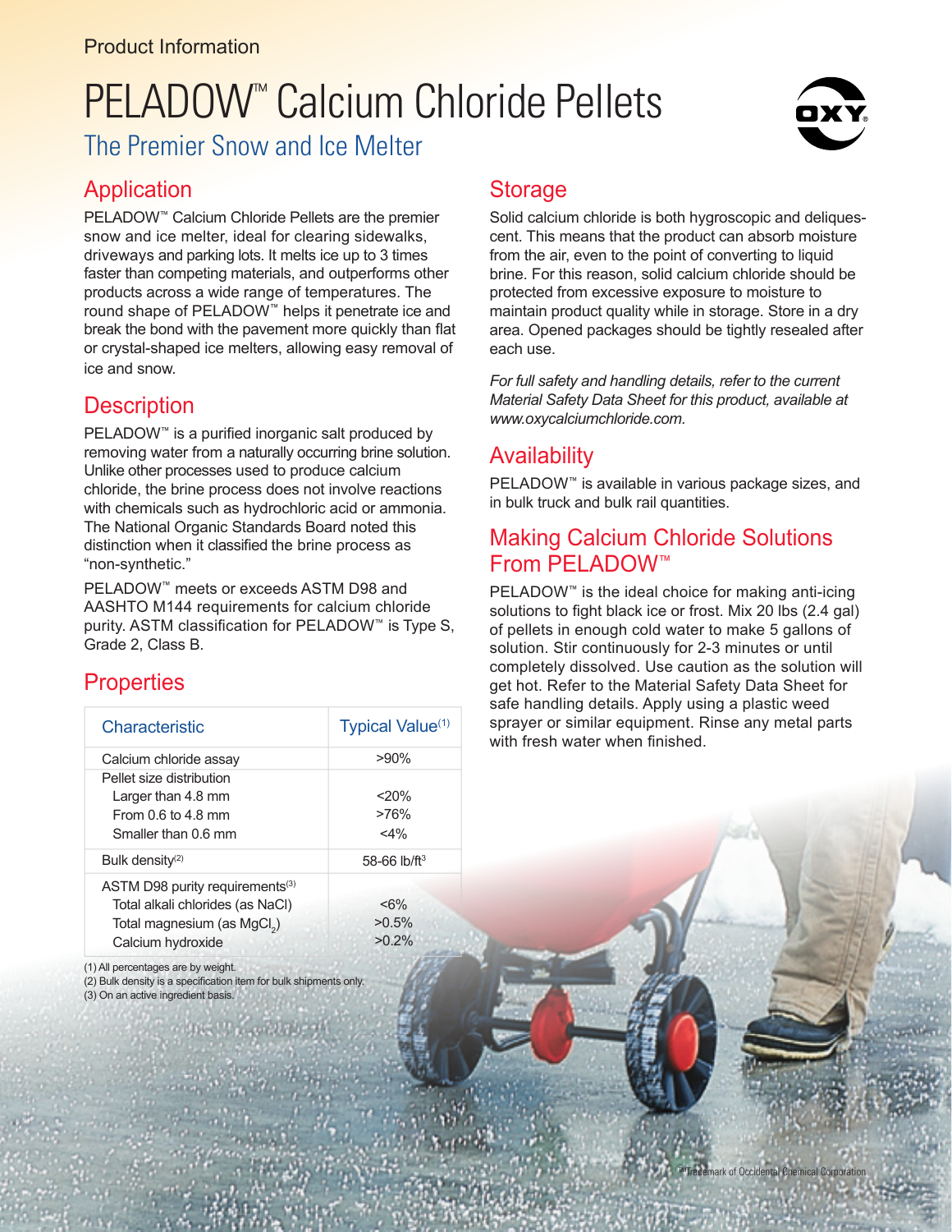Product Information

# PELADOW™ Calcium Chloride Pellets

## The Premier Snow and Ice Melter

## Application

PELADOW™ Calcium Chloride Pellets are the premier snow and ice melter, ideal for clearing sidewalks, driveways and parking lots. It melts ice up to 3 times faster than competing materials, and outperforms other products across a wide range of temperatures. The round shape of PELADOW™ helps it penetrate ice and break the bond with the pavement more quickly than flat or crystal-shaped ice melters, allowing easy removal of ice and snow.

## Description

PELADOW™ is a purified inorganic salt produced by removing water from a naturally occurring brine solution. Unlike other processes used to produce calcium chloride, the brine process does not involve reactions with chemicals such as hydrochloric acid or ammonia. The National Organic Standards Board noted this distinction when it classified the brine process as "non-synthetic."

PELADOW™ meets or exceeds ASTM D98 and AASHTO M144 requirements for calcium chloride purity. ASTM classification for PELADOW™ is Type S, Grade 2, Class B.

## Properties

| Characteristic | Typical Value(1) |
|---|---|
| Calcium chloride assay | >90% |
| Pellet size distribution | |
| Larger than 4.8 mm | <20% |
| From 0.6 to 4.8 mm | >76% |
| Smaller than 0.6 mm | <4% |
| Bulk density(2) | 58-66 lb/ft³ |
| ASTM D98 purity requirements(3) | |
| Total alkali chlorides (as NaCl) | <6% |
| Total magnesium (as $MgCl_2$) | >0.5% |
| Calcium hydroxide | >0.2% |

(1) All percentages are by weight.
(2) Bulk density is a specification item for bulk shipments only.
(3) On an active ingredient basis.

## Storage

Solid calcium chloride is both hygroscopic and deliquescent. This means that the product can absorb moisture from the air, even to the point of converting to liquid brine. For this reason, solid calcium chloride should be protected from excessive exposure to moisture to maintain product quality while in storage. Store in a dry area. Opened packages should be tightly resealed after each use.

*For full safety and handling details, refer to the current Material Safety Data Sheet for this product, available at www.oxycalciumchloride.com.*

## Availability

PELADOW™ is available in various package sizes, and in bulk truck and bulk rail quantities.

## Making Calcium Chloride Solutions From PELADOW™

PELADOW™ is the ideal choice for making anti-icing solutions to fight black ice or frost. Mix 20 lbs (2.4 gal) of pellets in enough cold water to make 5 gallons of solution. Stir continuously for 2-3 minutes or until completely dissolved. Use caution as the solution will get hot. Refer to the Material Safety Data Sheet for safe handling details. Apply using a plastic weed sprayer or similar equipment. Rinse any metal parts with fresh water when finished.

™Trademark of Occidental Chemical Corporation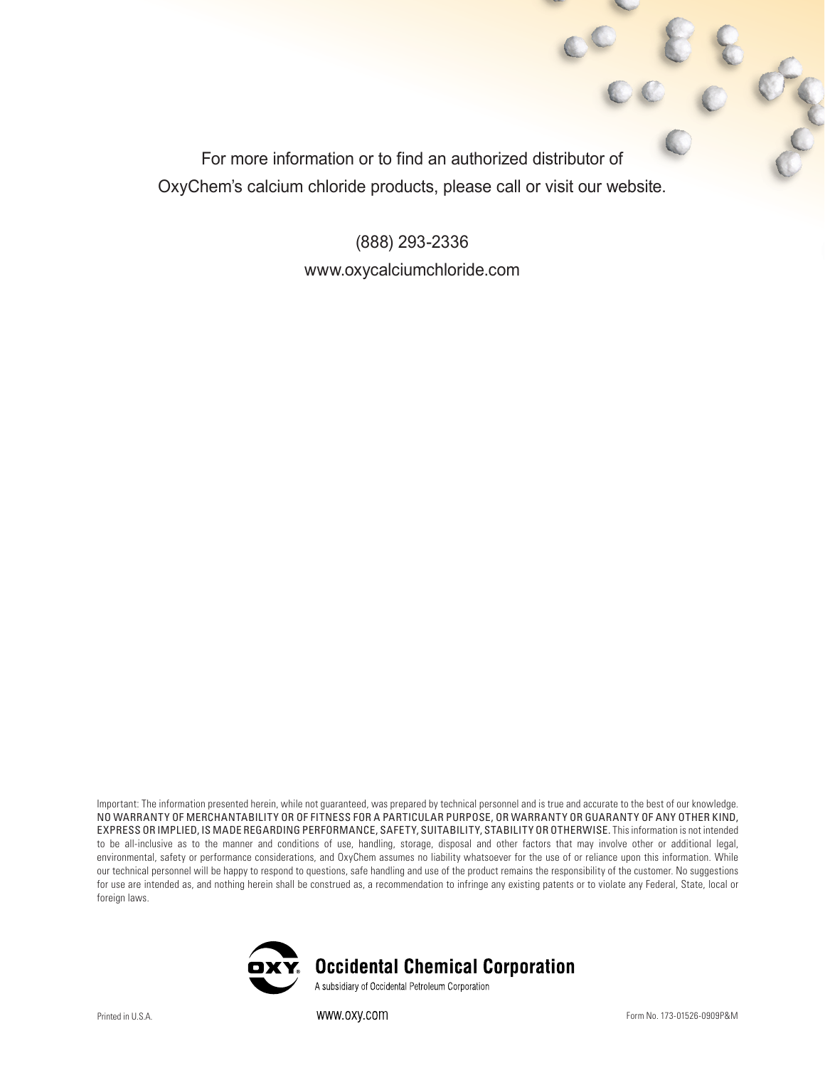For more information or to find an authorized distributor of OxyChem's calcium chloride products, please call or visit our website.

(888) 293-2336

www.oxycalciumchloride.com

Important: The information presented herein, while not guaranteed, was prepared by technical personnel and is true and accurate to the best of our knowledge. NO WARRANTY OF MERCHANTABILITY OR OF FITNESS FOR A PARTICULAR PURPOSE, OR WARRANTY OR GUARANTY OF ANY OTHER KIND, EXPRESS OR IMPLIED, IS MADE REGARDING PERFORMANCE, SAFETY, SUITABILITY, STABILITY OR OTHERWISE. This information is not intended to be all-inclusive as to the manner and conditions of use, handling, storage, disposal and other factors that may involve other or additional legal, environmental, safety or performance considerations, and OxyChem assumes no liability whatsoever for the use of or reliance upon this information. While our technical personnel will be happy to respond to questions, safe handling and use of the product remains the responsibility of the customer. No suggestions for use are intended as, and nothing herein shall be construed as, a recommendation to infringe any existing patents or to violate any Federal, State, local or foreign laws.

**Occidental Chemical Corporation**

A subsidiary of Occidental Petroleum Corporation

Printed in U.S.A.

www.oxy.com

Form No. 173-01526-0909P&M